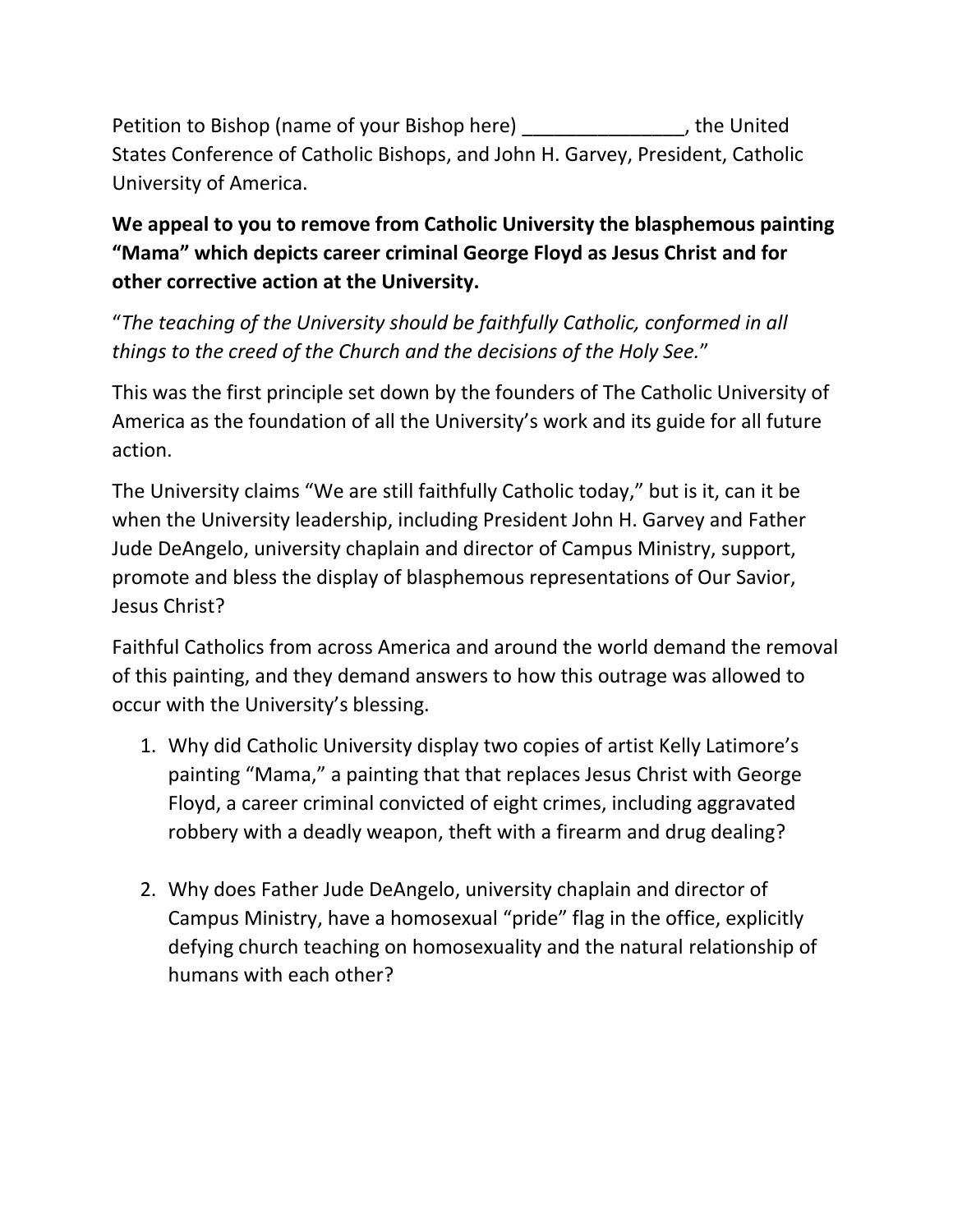Petition to Bishop (name of your Bishop here) _______________, the United States Conference of Catholic Bishops, and John H. Garvey, President, Catholic University of America.

**We appeal to you to remove from Catholic University the blasphemous painting "Mama" which depicts career criminal George Floyd as Jesus Christ and for other corrective action at the University.**

"*The teaching of the University should be faithfully Catholic, conformed in all things to the creed of the Church and the decisions of the Holy See.*"

This was the first principle set down by the founders of The Catholic University of America as the foundation of all the University's work and its guide for all future action.

The University claims "We are still faithfully Catholic today," but is it, can it be when the University leadership, including President John H. Garvey and Father Jude DeAngelo, university chaplain and director of Campus Ministry, support, promote and bless the display of blasphemous representations of Our Savior, Jesus Christ?

Faithful Catholics from across America and around the world demand the removal of this painting, and they demand answers to how this outrage was allowed to occur with the University's blessing.

1. Why did Catholic University display two copies of artist Kelly Latimore's painting "Mama," a painting that that replaces Jesus Christ with George Floyd, a career criminal convicted of eight crimes, including aggravated robbery with a deadly weapon, theft with a firearm and drug dealing?

2. Why does Father Jude DeAngelo, university chaplain and director of Campus Ministry, have a homosexual "pride" flag in the office, explicitly defying church teaching on homosexuality and the natural relationship of humans with each other?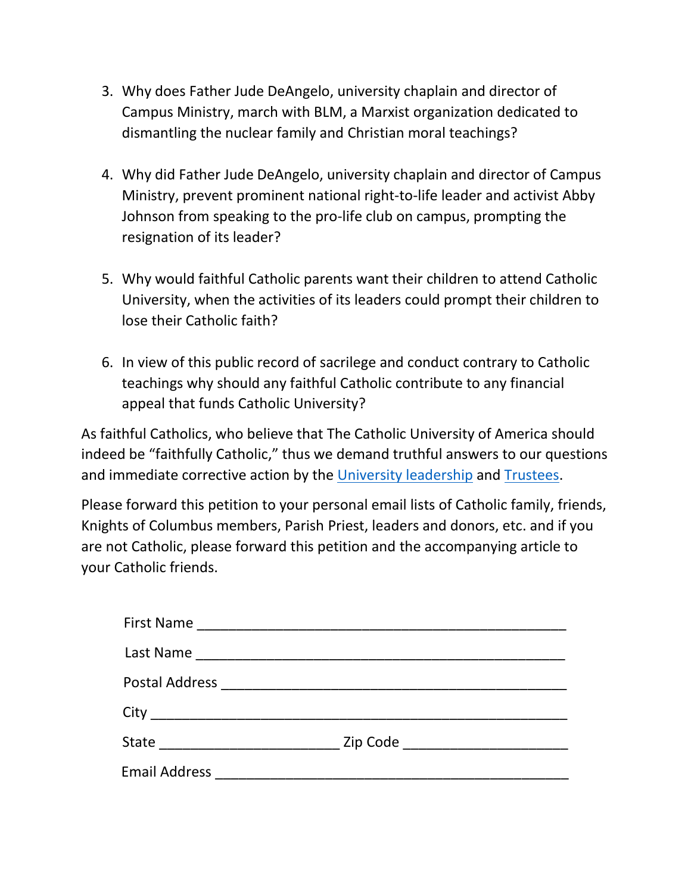3. Why does Father Jude DeAngelo, university chaplain and director of Campus Ministry, march with BLM, a Marxist organization dedicated to dismantling the nuclear family and Christian moral teachings?

4. Why did Father Jude DeAngelo, university chaplain and director of Campus Ministry, prevent prominent national right-to-life leader and activist Abby Johnson from speaking to the pro-life club on campus, prompting the resignation of its leader?

5. Why would faithful Catholic parents want their children to attend Catholic University, when the activities of its leaders could prompt their children to lose their Catholic faith?

6. In view of this public record of sacrilege and conduct contrary to Catholic teachings why should any faithful Catholic contribute to any financial appeal that funds Catholic University?

As faithful Catholics, who believe that The Catholic University of America should indeed be "faithfully Catholic," thus we demand truthful answers to our questions and immediate corrective action by the University leadership and Trustees.

Please forward this petition to your personal email lists of Catholic family, friends, Knights of Columbus members, Parish Priest, leaders and donors, etc. and if you are not Catholic, please forward this petition and the accompanying article to your Catholic friends.

First Name ______________________________________________

Last Name ______________________________________________

Postal Address ___________________________________________

City ___________________________________________________

State ______________________ Zip Code ____________________

Email Address ____________________________________________